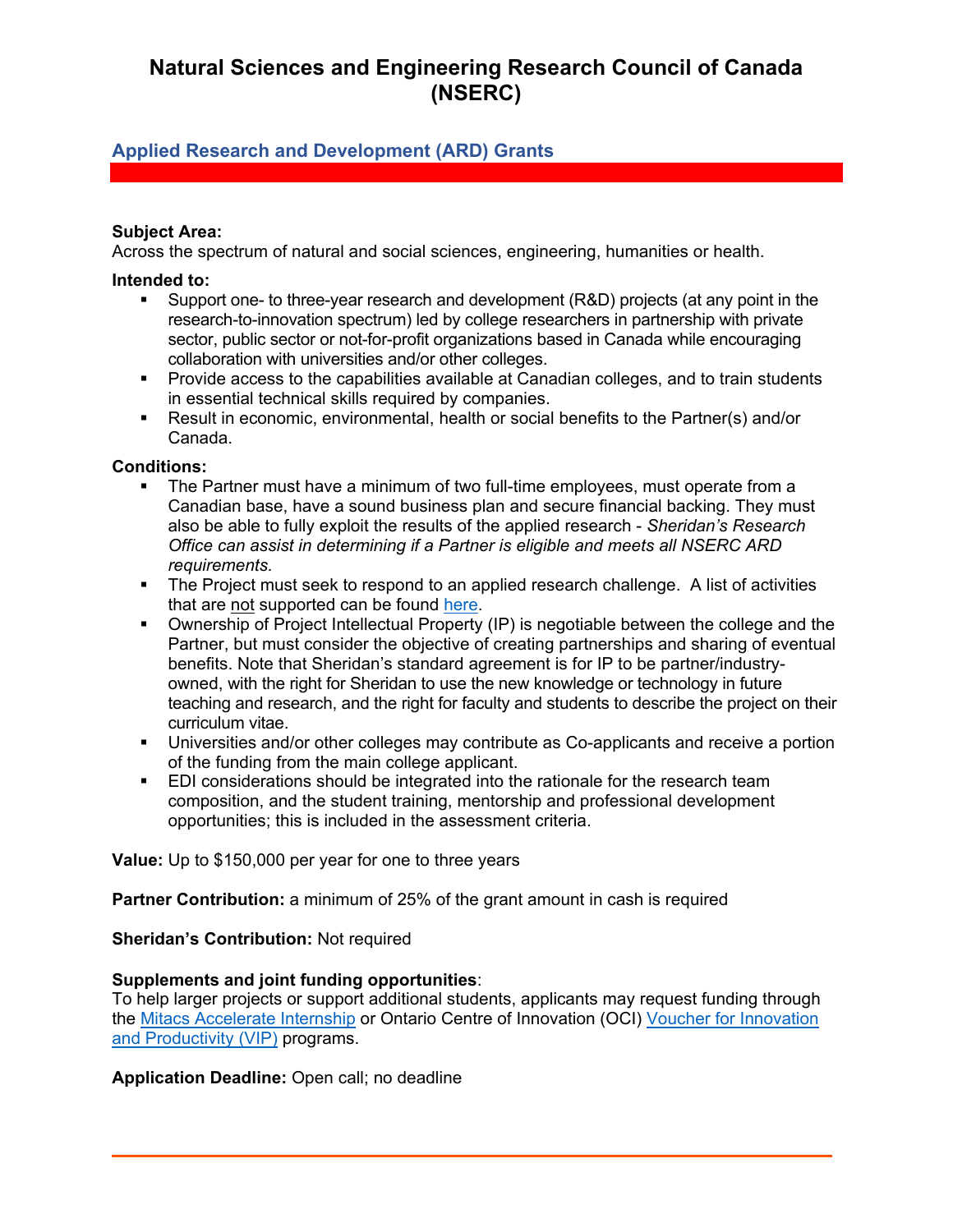# Natural Sciences and Engineering Research Council of Canada (NSERC)

## Applied Research and Development (ARD) Grants

**Subject Area:**
Across the spectrum of natural and social sciences, engineering, humanities or health.

**Intended to:**

- Support one- to three-year research and development (R&D) projects (at any point in the research-to-innovation spectrum) led by college researchers in partnership with private sector, public sector or not-for-profit organizations based in Canada while encouraging collaboration with universities and/or other colleges.
- Provide access to the capabilities available at Canadian colleges, and to train students in essential technical skills required by companies.
- Result in economic, environmental, health or social benefits to the Partner(s) and/or Canada.

**Conditions:**

- The Partner must have a minimum of two full-time employees, must operate from a Canadian base, have a sound business plan and secure financial backing. They must also be able to fully exploit the results of the applied research - *Sheridan's Research Office can assist in determining if a Partner is eligible and meets all NSERC ARD requirements.*
- The Project must seek to respond to an applied research challenge. A list of activities that are not supported can be found here.
- Ownership of Project Intellectual Property (IP) is negotiable between the college and the Partner, but must consider the objective of creating partnerships and sharing of eventual benefits. Note that Sheridan's standard agreement is for IP to be partner/industry-owned, with the right for Sheridan to use the new knowledge or technology in future teaching and research, and the right for faculty and students to describe the project on their curriculum vitae.
- Universities and/or other colleges may contribute as Co-applicants and receive a portion of the funding from the main college applicant.
- EDI considerations should be integrated into the rationale for the research team composition, and the student training, mentorship and professional development opportunities; this is included in the assessment criteria.

**Value:** Up to $150,000 per year for one to three years

**Partner Contribution:** a minimum of 25% of the grant amount in cash is required

**Sheridan's Contribution:** Not required

**Supplements and joint funding opportunities**:
To help larger projects or support additional students, applicants may request funding through the Mitacs Accelerate Internship or Ontario Centre of Innovation (OCI) Voucher for Innovation and Productivity (VIP) programs.

**Application Deadline:** Open call; no deadline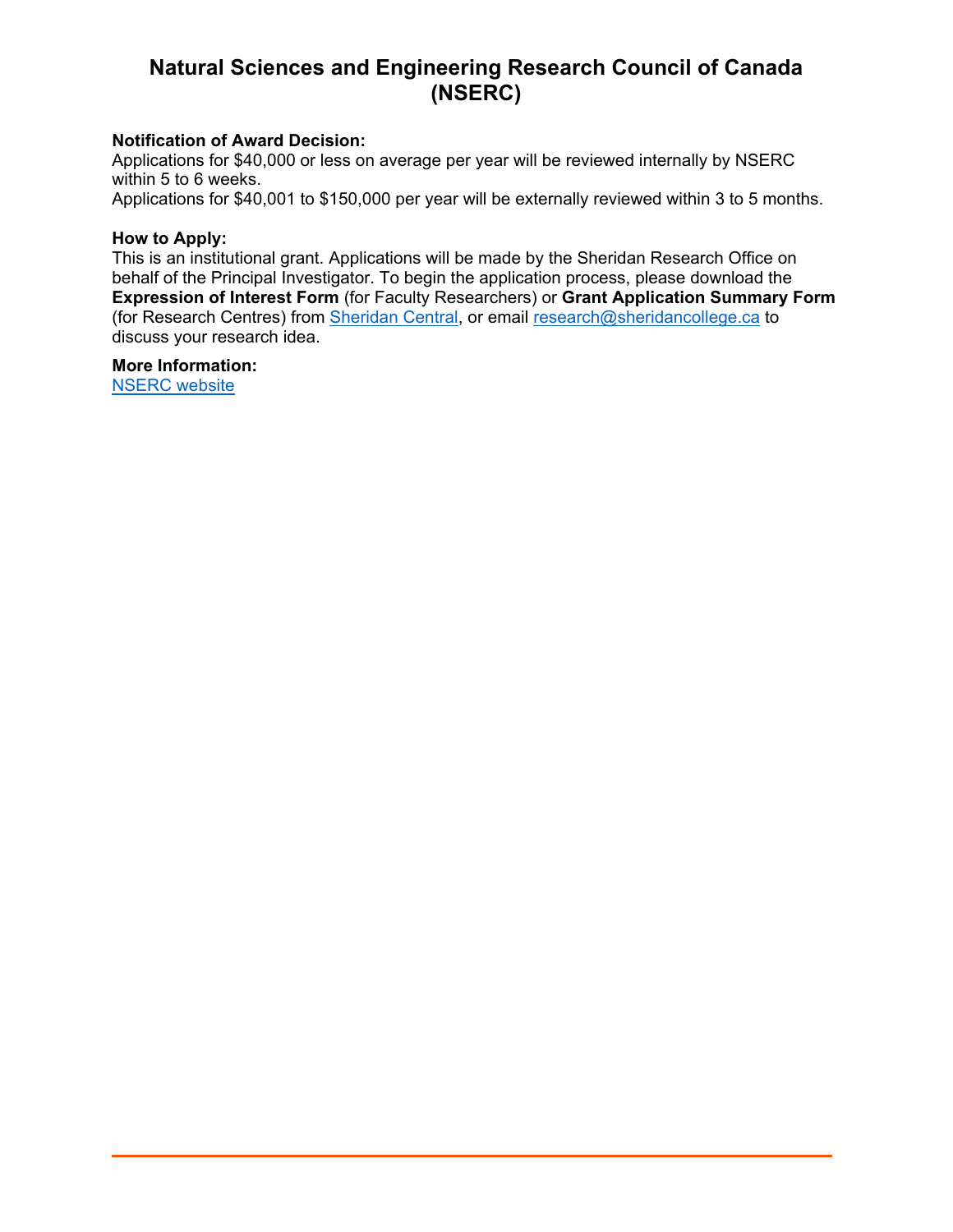# Natural Sciences and Engineering Research Council of Canada (NSERC)

**Notification of Award Decision:**
Applications for $40,000 or less on average per year will be reviewed internally by NSERC within 5 to 6 weeks.
Applications for $40,001 to $150,000 per year will be externally reviewed within 3 to 5 months.

**How to Apply:**
This is an institutional grant. Applications will be made by the Sheridan Research Office on behalf of the Principal Investigator. To begin the application process, please download the **Expression of Interest Form** (for Faculty Researchers) or **Grant Application Summary Form** (for Research Centres) from Sheridan Central, or email research@sheridancollege.ca to discuss your research idea.

**More Information:**
NSERC website